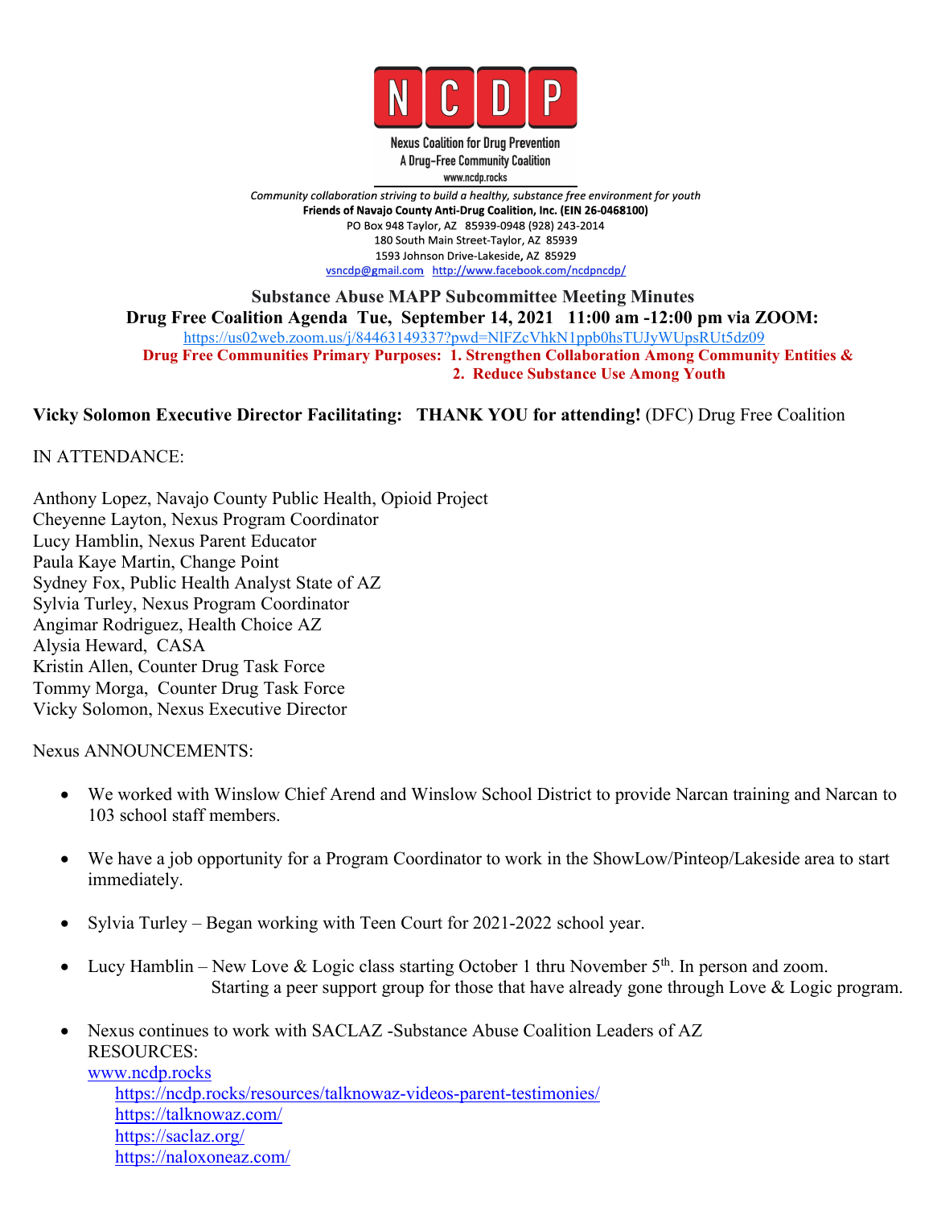**NCDP**

Nexus Coalition for Drug Prevention
A Drug-Free Community Coalition
www.ncdp.rocks

*Community collaboration striving to build a healthy, substance free environment for youth*

**Friends of Navajo County Anti-Drug Coalition, Inc. (EIN 26-0468100)**

PO Box 948 Taylor, AZ 85939-0948 (928) 243-2014
180 South Main Street-Taylor, AZ 85939
1593 Johnson Drive-Lakeside, AZ 85929
vsncdp@gmail.com http://www.facebook.com/ncdpncdp/

## Substance Abuse MAPP Subcommittee Meeting Minutes

**Drug Free Coalition Agenda Tue, September 14, 2021 11:00 am -12:00 pm via ZOOM:**

https://us02web.zoom.us/j/84463149337?pwd=NlFZcVhkN1ppb0hsTUJyWUpsRUt5dz09

**Drug Free Communities Primary Purposes: 1. Strengthen Collaboration Among Community Entities & 2. Reduce Substance Use Among Youth**

**Vicky Solomon Executive Director Facilitating: THANK YOU for attending!** (DFC) Drug Free Coalition

IN ATTENDANCE:

Anthony Lopez, Navajo County Public Health, Opioid Project
Cheyenne Layton, Nexus Program Coordinator
Lucy Hamblin, Nexus Parent Educator
Paula Kaye Martin, Change Point
Sydney Fox, Public Health Analyst State of AZ
Sylvia Turley, Nexus Program Coordinator
Angimar Rodriguez, Health Choice AZ
Alysia Heward, CASA
Kristin Allen, Counter Drug Task Force
Tommy Morga, Counter Drug Task Force
Vicky Solomon, Nexus Executive Director

Nexus ANNOUNCEMENTS:

- We worked with Winslow Chief Arend and Winslow School District to provide Narcan training and Narcan to 103 school staff members.
- We have a job opportunity for a Program Coordinator to work in the ShowLow/Pinteop/Lakeside area to start immediately.
- Sylvia Turley – Began working with Teen Court for 2021-2022 school year.
- Lucy Hamblin – New Love & Logic class starting October 1 thru November 5th. In person and zoom. Starting a peer support group for those that have already gone through Love & Logic program.
- Nexus continues to work with SACLAZ -Substance Abuse Coalition Leaders of AZ
  RESOURCES:
  www.ncdp.rocks
  - https://ncdp.rocks/resources/talknowaz-videos-parent-testimonies/
  - https://talknowaz.com/
  - https://saclaz.org/
  - https://naloxoneaz.com/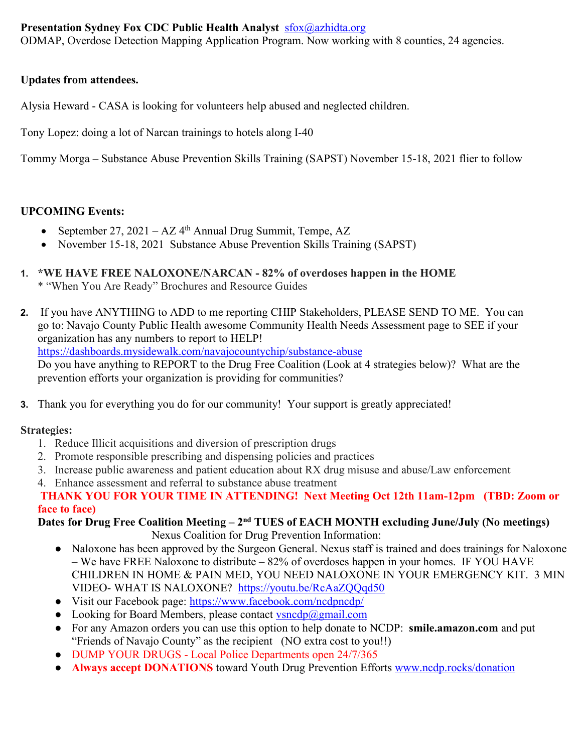**Presentation Sydney Fox CDC Public Health Analyst** sfox@azhidta.org
ODMAP, Overdose Detection Mapping Application Program. Now working with 8 counties, 24 agencies.

**Updates from attendees.**

Alysia Heward - CASA is looking for volunteers help abused and neglected children.

Tony Lopez: doing a lot of Narcan trainings to hotels along I-40

Tommy Morga – Substance Abuse Prevention Skills Training (SAPST) November 15-18, 2021 flier to follow

**UPCOMING Events:**

- September 27, 2021 – AZ 4th Annual Drug Summit, Tempe, AZ
- November 15-18, 2021 Substance Abuse Prevention Skills Training (SAPST)

1. **\*WE HAVE FREE NALOXONE/NARCAN - 82% of overdoses happen in the HOME**
   \* "When You Are Ready" Brochures and Resource Guides

2. If you have ANYTHING to ADD to me reporting CHIP Stakeholders, PLEASE SEND TO ME. You can go to: Navajo County Public Health awesome Community Health Needs Assessment page to SEE if your organization has any numbers to report to HELP!
   https://dashboards.mysidewalk.com/navajocountychip/substance-abuse
   Do you have anything to REPORT to the Drug Free Coalition (Look at 4 strategies below)? What are the prevention efforts your organization is providing for communities?

3. Thank you for everything you do for our community! Your support is greatly appreciated!

**Strategies:**

1. Reduce Illicit acquisitions and diversion of prescription drugs
2. Promote responsible prescribing and dispensing policies and practices
3. Increase public awareness and patient education about RX drug misuse and abuse/Law enforcement
4. Enhance assessment and referral to substance abuse treatment

**THANK YOU FOR YOUR TIME IN ATTENDING! Next Meeting Oct 12th 11am-12pm (TBD: Zoom or face to face)**

**Dates for Drug Free Coalition Meeting – 2nd TUES of EACH MONTH excluding June/July (No meetings)**

Nexus Coalition for Drug Prevention Information:

- Naloxone has been approved by the Surgeon General. Nexus staff is trained and does trainings for Naloxone – We have FREE Naloxone to distribute – 82% of overdoses happen in your homes. IF YOU HAVE CHILDREN IN HOME & PAIN MED, YOU NEED NALOXONE IN YOUR EMERGENCY KIT. 3 MIN VIDEO- WHAT IS NALOXONE? https://youtu.be/RcAaZQQqd50
- Visit our Facebook page: https://www.facebook.com/ncdpncdp/
- Looking for Board Members, please contact vsncdp@gmail.com
- For any Amazon orders you can use this option to help donate to NCDP: **smile.amazon.com** and put "Friends of Navajo County" as the recipient (NO extra cost to you!!)
- DUMP YOUR DRUGS - Local Police Departments open 24/7/365
- **Always accept DONATIONS** toward Youth Drug Prevention Efforts www.ncdp.rocks/donation